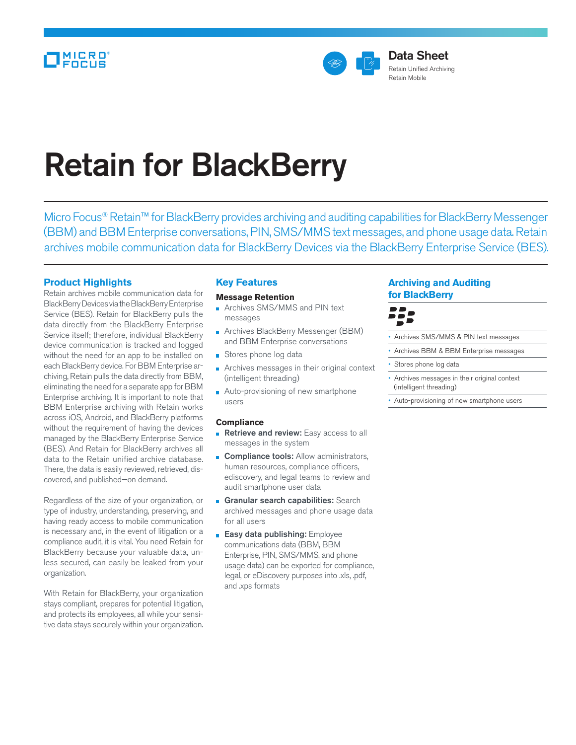Data Sheet
Retain Unified Archiving
Retain Mobile

# Retain for BlackBerry

Micro Focus® Retain™ for BlackBerry provides archiving and auditing capabilities for BlackBerry Messenger (BBM) and BBM Enterprise conversations, PIN, SMS/MMS text messages, and phone usage data. Retain archives mobile communication data for BlackBerry Devices via the BlackBerry Enterprise Service (BES).

## Product Highlights

Retain archives mobile communication data for BlackBerry Devices via the BlackBerry Enterprise Service (BES). Retain for BlackBerry pulls the data directly from the BlackBerry Enterprise Service itself; therefore, individual BlackBerry device communication is tracked and logged without the need for an app to be installed on each BlackBerry device. For BBM Enterprise archiving, Retain pulls the data directly from BBM, eliminating the need for a separate app for BBM Enterprise archiving. It is important to note that BBM Enterprise archiving with Retain works across iOS, Android, and BlackBerry platforms without the requirement of having the devices managed by the BlackBerry Enterprise Service (BES). And Retain for BlackBerry archives all data to the Retain unified archive database. There, the data is easily reviewed, retrieved, discovered, and published—on demand.

Regardless of the size of your organization, or type of industry, understanding, preserving, and having ready access to mobile communication is necessary and, in the event of litigation or a compliance audit, it is vital. You need Retain for BlackBerry because your valuable data, unless secured, can easily be leaked from your organization.

With Retain for BlackBerry, your organization stays compliant, prepares for potential litigation, and protects its employees, all while your sensitive data stays securely within your organization.

## Key Features

### Message Retention

- Archives SMS/MMS and PIN text messages
- Archives BlackBerry Messenger (BBM) and BBM Enterprise conversations
- Stores phone log data
- Archives messages in their original context (intelligent threading)
- Auto-provisioning of new smartphone users

### Compliance

- **Retrieve and review:** Easy access to all messages in the system
- **Compliance tools:** Allow administrators, human resources, compliance officers, ediscovery, and legal teams to review and audit smartphone user data
- **Granular search capabilities:** Search archived messages and phone usage data for all users
- **Easy data publishing:** Employee communications data (BBM, BBM Enterprise, PIN, SMS/MMS, and phone usage data) can be exported for compliance, legal, or eDiscovery purposes into .xls, .pdf, and .xps formats

## Archiving and Auditing for BlackBerry

- Archives SMS/MMS & PIN text messages
- Archives BBM & BBM Enterprise messages
- Stores phone log data
- Archives messages in their original context (intelligent threading)
- Auto-provisioning of new smartphone users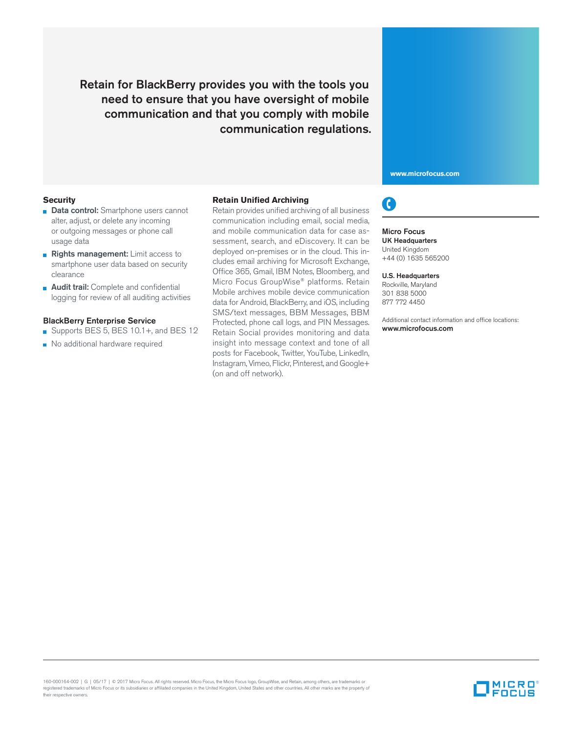**Retain for BlackBerry provides you with the tools you need to ensure that you have oversight of mobile communication and that you comply with mobile communication regulations.**

**www.microfocus.com**

### Security

- **Data control:** Smartphone users cannot alter, adjust, or delete any incoming or outgoing messages or phone call usage data
- **Rights management:** Limit access to smartphone user data based on security clearance
- **Audit trail:** Complete and confidential logging for review of all auditing activities

### BlackBerry Enterprise Service

- Supports BES 5, BES 10.1+, and BES 12
- No additional hardware required

### Retain Unified Archiving

Retain provides unified archiving of all business communication including email, social media, and mobile communication data for case assessment, search, and eDiscovery. It can be deployed on-premises or in the cloud. This includes email archiving for Microsoft Exchange, Office 365, Gmail, IBM Notes, Bloomberg, and Micro Focus GroupWise® platforms. Retain Mobile archives mobile device communication data for Android, BlackBerry, and iOS, including SMS/text messages, BBM Messages, BBM Protected, phone call logs, and PIN Messages. Retain Social provides monitoring and data insight into message context and tone of all posts for Facebook, Twitter, YouTube, LinkedIn, Instagram, Vimeo, Flickr, Pinterest, and Google+ (on and off network).

**Micro Focus**
**UK Headquarters**
United Kingdom
+44 (0) 1635 565200

**U.S. Headquarters**
Rockville, Maryland
301 838 5000
877 772 4450

Additional contact information and office locations:
**www.microfocus.com**

160-000164-002 | G | 05/17 | © 2017 Micro Focus. All rights reserved. Micro Focus, the Micro Focus logo, GroupWise, and Retain, among others, are trademarks or registered trademarks of Micro Focus or its subsidiaries or affiliated companies in the United Kingdom, United States and other countries. All other marks are the property of their respective owners.